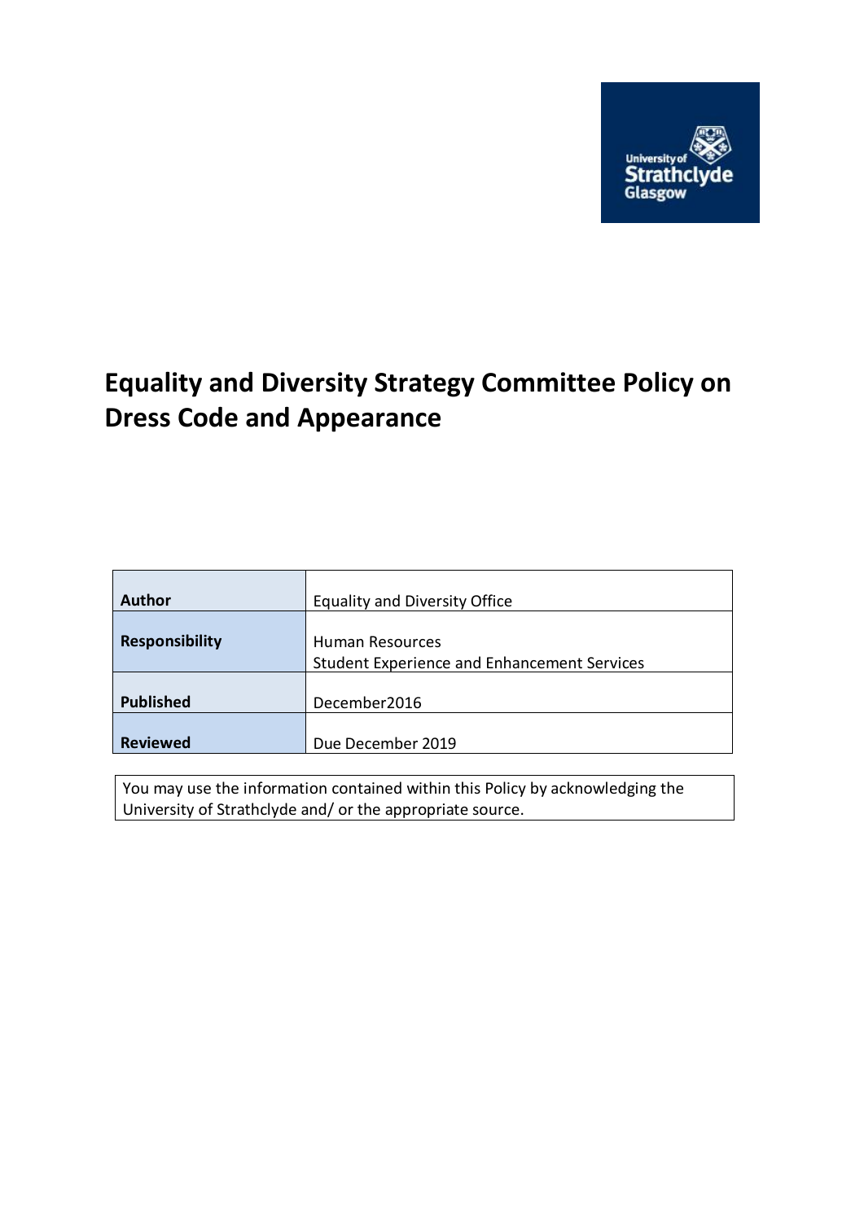University of Strathclyde Glasgow

# Equality and Diversity Strategy Committee Policy on Dress Code and Appearance

| | |
|---|---|
| **Author** | Equality and Diversity Office |
| **Responsibility** | Human Resources<br>Student Experience and Enhancement Services |
| **Published** | December2016 |
| **Reviewed** | Due December 2019 |

You may use the information contained within this Policy by acknowledging the University of Strathclyde and/ or the appropriate source.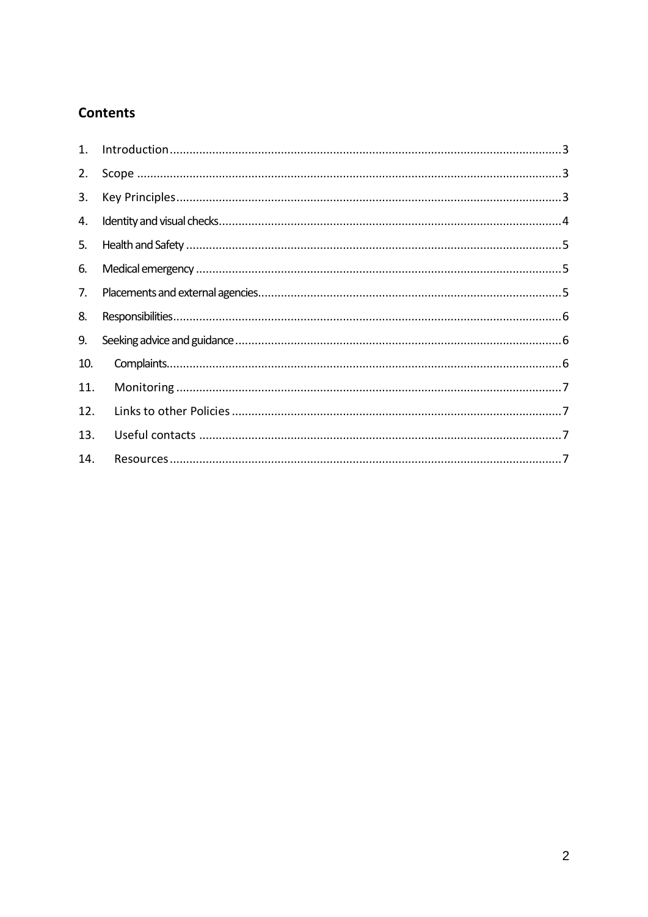## Contents

1. Introduction ........................................................................................................................ 3
2. Scope ................................................................................................................................... 3
3. Key Principles ...................................................................................................................... 3
4. Identity and visual checks ..................................................................................................... 4
5. Health and Safety .................................................................................................................. 5
6. Medical emergency ............................................................................................................... 5
7. Placements and external agencies ......................................................................................... 5
8. Responsibilities ...................................................................................................................... 6
9. Seeking advice and guidance ................................................................................................ 6
10. Complaints ............................................................................................................................ 6
11. Monitoring ............................................................................................................................ 7
12. Links to other Policies .......................................................................................................... 7
13. Useful contacts ..................................................................................................................... 7
14. Resources ............................................................................................................................. 7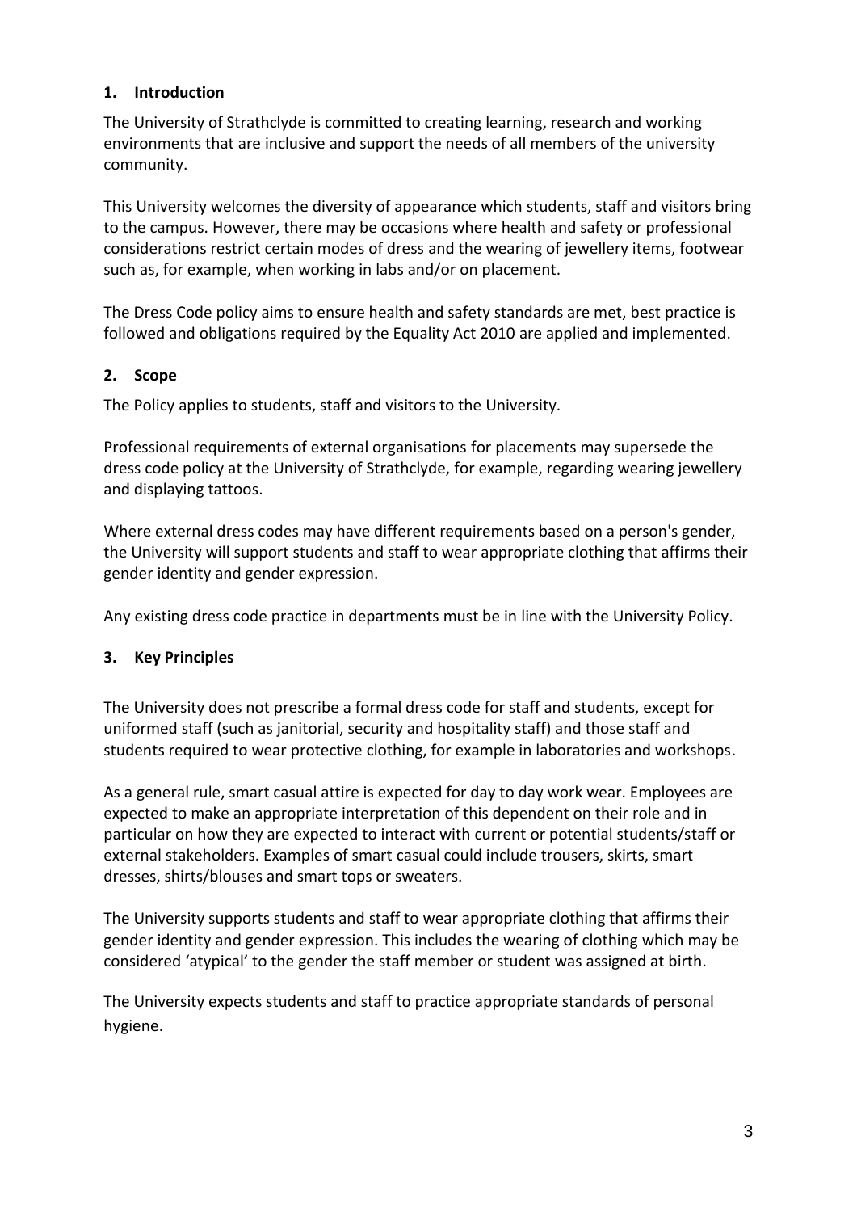## 1. Introduction

The University of Strathclyde is committed to creating learning, research and working environments that are inclusive and support the needs of all members of the university community.

This University welcomes the diversity of appearance which students, staff and visitors bring to the campus. However, there may be occasions where health and safety or professional considerations restrict certain modes of dress and the wearing of jewellery items, footwear such as, for example, when working in labs and/or on placement.

The Dress Code policy aims to ensure health and safety standards are met, best practice is followed and obligations required by the Equality Act 2010 are applied and implemented.

## 2. Scope

The Policy applies to students, staff and visitors to the University.

Professional requirements of external organisations for placements may supersede the dress code policy at the University of Strathclyde, for example, regarding wearing jewellery and displaying tattoos.

Where external dress codes may have different requirements based on a person's gender, the University will support students and staff to wear appropriate clothing that affirms their gender identity and gender expression.

Any existing dress code practice in departments must be in line with the University Policy.

## 3. Key Principles

The University does not prescribe a formal dress code for staff and students, except for uniformed staff (such as janitorial, security and hospitality staff) and those staff and students required to wear protective clothing, for example in laboratories and workshops.

As a general rule, smart casual attire is expected for day to day work wear. Employees are expected to make an appropriate interpretation of this dependent on their role and in particular on how they are expected to interact with current or potential students/staff or external stakeholders. Examples of smart casual could include trousers, skirts, smart dresses, shirts/blouses and smart tops or sweaters.

The University supports students and staff to wear appropriate clothing that affirms their gender identity and gender expression. This includes the wearing of clothing which may be considered 'atypical' to the gender the staff member or student was assigned at birth.

The University expects students and staff to practice appropriate standards of personal hygiene.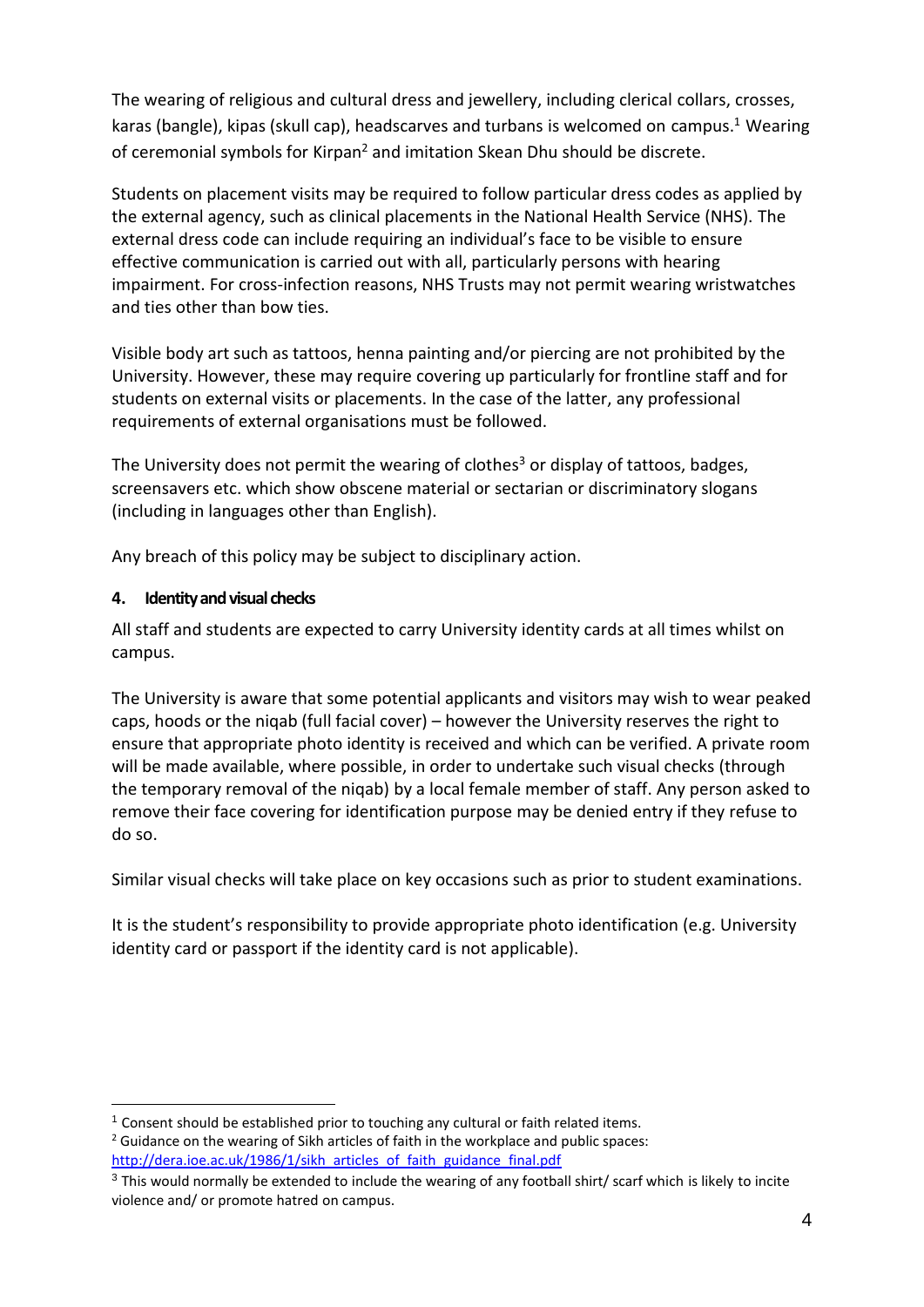The wearing of religious and cultural dress and jewellery, including clerical collars, crosses, karas (bangle), kipas (skull cap), headscarves and turbans is welcomed on campus.[1] Wearing of ceremonial symbols for Kirpan[2] and imitation Skean Dhu should be discrete.

Students on placement visits may be required to follow particular dress codes as applied by the external agency, such as clinical placements in the National Health Service (NHS). The external dress code can include requiring an individual's face to be visible to ensure effective communication is carried out with all, particularly persons with hearing impairment. For cross-infection reasons, NHS Trusts may not permit wearing wristwatches and ties other than bow ties.

Visible body art such as tattoos, henna painting and/or piercing are not prohibited by the University. However, these may require covering up particularly for frontline staff and for students on external visits or placements. In the case of the latter, any professional requirements of external organisations must be followed.

The University does not permit the wearing of clothes[3] or display of tattoos, badges, screensavers etc. which show obscene material or sectarian or discriminatory slogans (including in languages other than English).

Any breach of this policy may be subject to disciplinary action.

**4. Identity and visual checks**

All staff and students are expected to carry University identity cards at all times whilst on campus.

The University is aware that some potential applicants and visitors may wish to wear peaked caps, hoods or the niqab (full facial cover) – however the University reserves the right to ensure that appropriate photo identity is received and which can be verified. A private room will be made available, where possible, in order to undertake such visual checks (through the temporary removal of the niqab) by a local female member of staff. Any person asked to remove their face covering for identification purpose may be denied entry if they refuse to do so.

Similar visual checks will take place on key occasions such as prior to student examinations.

It is the student's responsibility to provide appropriate photo identification (e.g. University identity card or passport if the identity card is not applicable).

---

[1] Consent should be established prior to touching any cultural or faith related items.

[2] Guidance on the wearing of Sikh articles of faith in the workplace and public spaces: http://dera.ioe.ac.uk/1986/1/sikh_articles_of_faith_guidance_final.pdf

[3] This would normally be extended to include the wearing of any football shirt/ scarf which is likely to incite violence and/ or promote hatred on campus.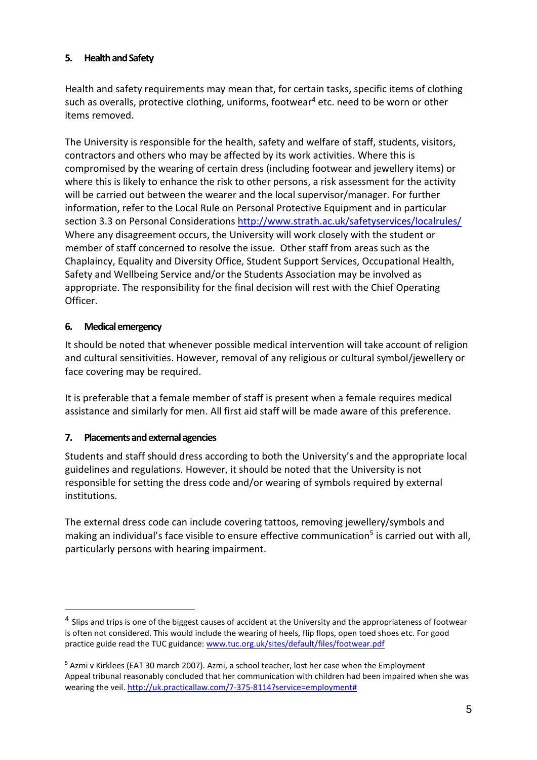## 5. Health and Safety

Health and safety requirements may mean that, for certain tasks, specific items of clothing such as overalls, protective clothing, uniforms, footwear[4] etc. need to be worn or other items removed.

The University is responsible for the health, safety and welfare of staff, students, visitors, contractors and others who may be affected by its work activities. Where this is compromised by the wearing of certain dress (including footwear and jewellery items) or where this is likely to enhance the risk to other persons, a risk assessment for the activity will be carried out between the wearer and the local supervisor/manager. For further information, refer to the Local Rule on Personal Protective Equipment and in particular section 3.3 on Personal Considerations http://www.strath.ac.uk/safetyservices/localrules/ Where any disagreement occurs, the University will work closely with the student or member of staff concerned to resolve the issue. Other staff from areas such as the Chaplaincy, Equality and Diversity Office, Student Support Services, Occupational Health, Safety and Wellbeing Service and/or the Students Association may be involved as appropriate. The responsibility for the final decision will rest with the Chief Operating Officer.

## 6. Medical emergency

It should be noted that whenever possible medical intervention will take account of religion and cultural sensitivities. However, removal of any religious or cultural symbol/jewellery or face covering may be required.

It is preferable that a female member of staff is present when a female requires medical assistance and similarly for men. All first aid staff will be made aware of this preference.

## 7. Placements and external agencies

Students and staff should dress according to both the University's and the appropriate local guidelines and regulations. However, it should be noted that the University is not responsible for setting the dress code and/or wearing of symbols required by external institutions.

The external dress code can include covering tattoos, removing jewellery/symbols and making an individual's face visible to ensure effective communication[5] is carried out with all, particularly persons with hearing impairment.

---

[4] Slips and trips is one of the biggest causes of accident at the University and the appropriateness of footwear is often not considered. This would include the wearing of heels, flip flops, open toed shoes etc. For good practice guide read the TUC guidance: www.tuc.org.uk/sites/default/files/footwear.pdf

[5] Azmi v Kirklees (EAT 30 march 2007). Azmi, a school teacher, lost her case when the Employment Appeal tribunal reasonably concluded that her communication with children had been impaired when she was wearing the veil. http://uk.practicallaw.com/7-375-8114?service=employment#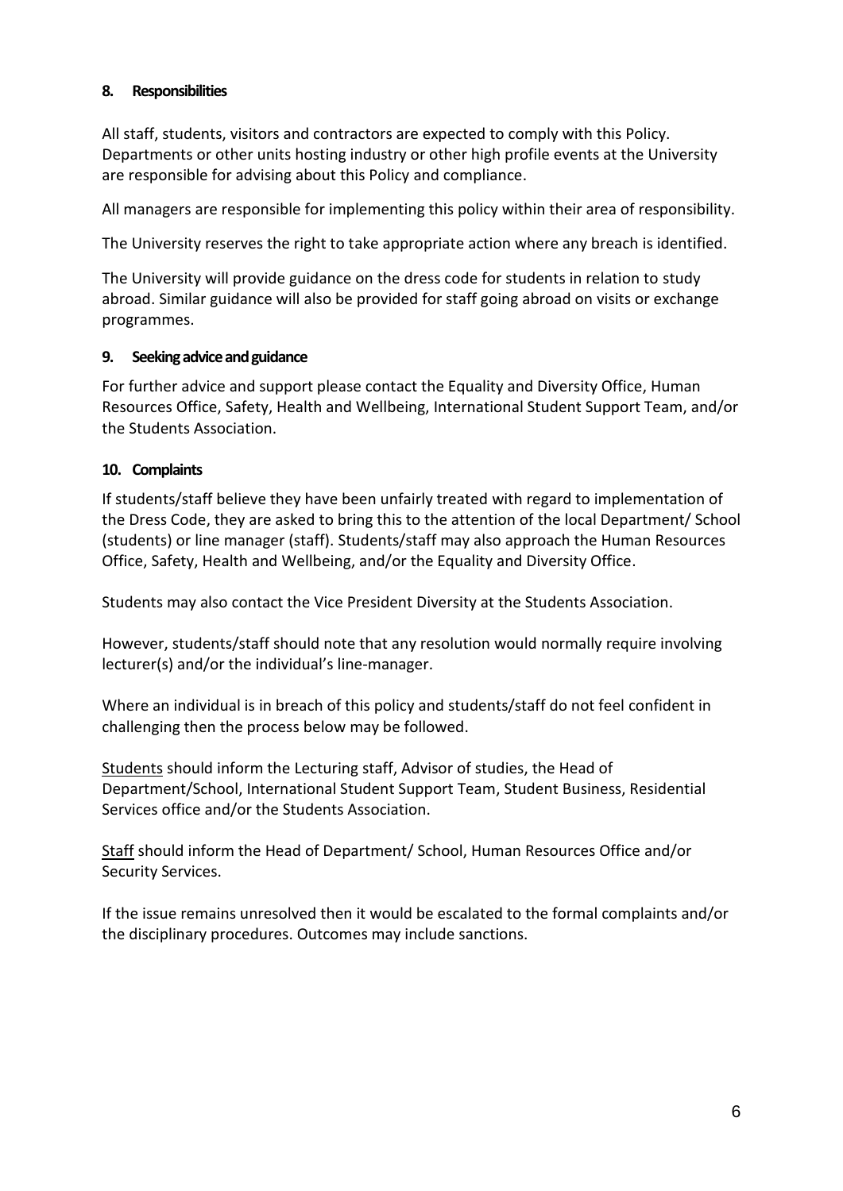## 8. Responsibilities

All staff, students, visitors and contractors are expected to comply with this Policy. Departments or other units hosting industry or other high profile events at the University are responsible for advising about this Policy and compliance.

All managers are responsible for implementing this policy within their area of responsibility.

The University reserves the right to take appropriate action where any breach is identified.

The University will provide guidance on the dress code for students in relation to study abroad. Similar guidance will also be provided for staff going abroad on visits or exchange programmes.

## 9. Seeking advice and guidance

For further advice and support please contact the Equality and Diversity Office, Human Resources Office, Safety, Health and Wellbeing, International Student Support Team, and/or the Students Association.

## 10. Complaints

If students/staff believe they have been unfairly treated with regard to implementation of the Dress Code, they are asked to bring this to the attention of the local Department/ School (students) or line manager (staff). Students/staff may also approach the Human Resources Office, Safety, Health and Wellbeing, and/or the Equality and Diversity Office.

Students may also contact the Vice President Diversity at the Students Association.

However, students/staff should note that any resolution would normally require involving lecturer(s) and/or the individual's line-manager.

Where an individual is in breach of this policy and students/staff do not feel confident in challenging then the process below may be followed.

Students should inform the Lecturing staff, Advisor of studies, the Head of Department/School, International Student Support Team, Student Business, Residential Services office and/or the Students Association.

Staff should inform the Head of Department/ School, Human Resources Office and/or Security Services.

If the issue remains unresolved then it would be escalated to the formal complaints and/or the disciplinary procedures. Outcomes may include sanctions.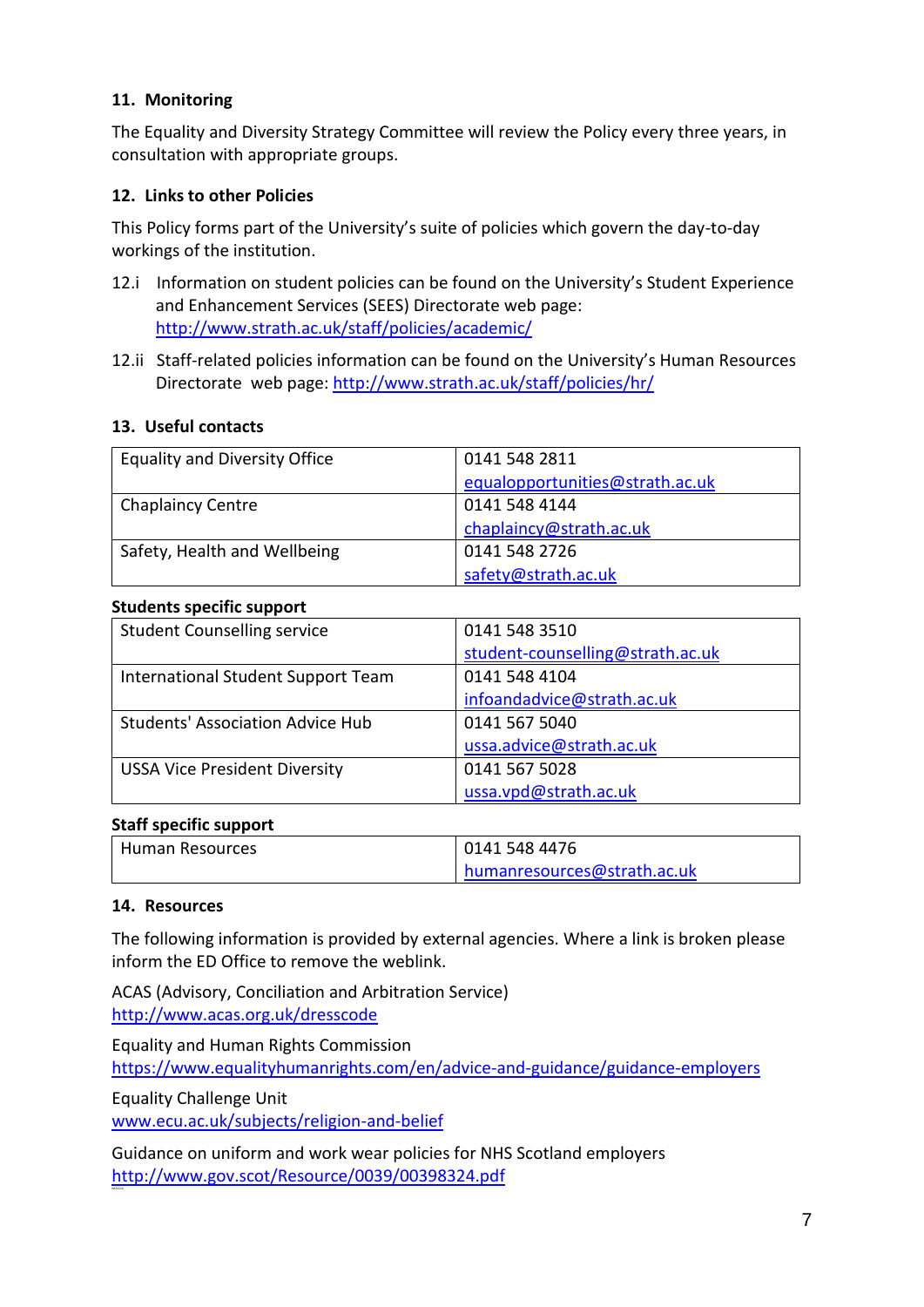## 11. Monitoring

The Equality and Diversity Strategy Committee will review the Policy every three years, in consultation with appropriate groups.

## 12. Links to other Policies

This Policy forms part of the University's suite of policies which govern the day-to-day workings of the institution.

12.i Information on student policies can be found on the University's Student Experience and Enhancement Services (SEES) Directorate web page: http://www.strath.ac.uk/staff/policies/academic/

12.ii Staff-related policies information can be found on the University's Human Resources Directorate web page: http://www.strath.ac.uk/staff/policies/hr/

## 13. Useful contacts

| | |
|---|---|
| Equality and Diversity Office | 0141 548 2811<br>equalopportunities@strath.ac.uk |
| Chaplaincy Centre | 0141 548 4144<br>chaplaincy@strath.ac.uk |
| Safety, Health and Wellbeing | 0141 548 2726<br>safety@strath.ac.uk |

**Students specific support**

| | |
|---|---|
| Student Counselling service | 0141 548 3510<br>student-counselling@strath.ac.uk |
| International Student Support Team | 0141 548 4104<br>infoandadvice@strath.ac.uk |
| Students' Association Advice Hub | 0141 567 5040<br>ussa.advice@strath.ac.uk |
| USSA Vice President Diversity | 0141 567 5028<br>ussa.vpd@strath.ac.uk |

**Staff specific support**

| | |
|---|---|
| Human Resources | 0141 548 4476<br>humanresources@strath.ac.uk |

## 14. Resources

The following information is provided by external agencies. Where a link is broken please inform the ED Office to remove the weblink.

ACAS (Advisory, Conciliation and Arbitration Service)
http://www.acas.org.uk/dresscode

Equality and Human Rights Commission
https://www.equalityhumanrights.com/en/advice-and-guidance/guidance-employers

Equality Challenge Unit
www.ecu.ac.uk/subjects/religion-and-belief

Guidance on uniform and work wear policies for NHS Scotland employers
http://www.gov.scot/Resource/0039/00398324.pdf